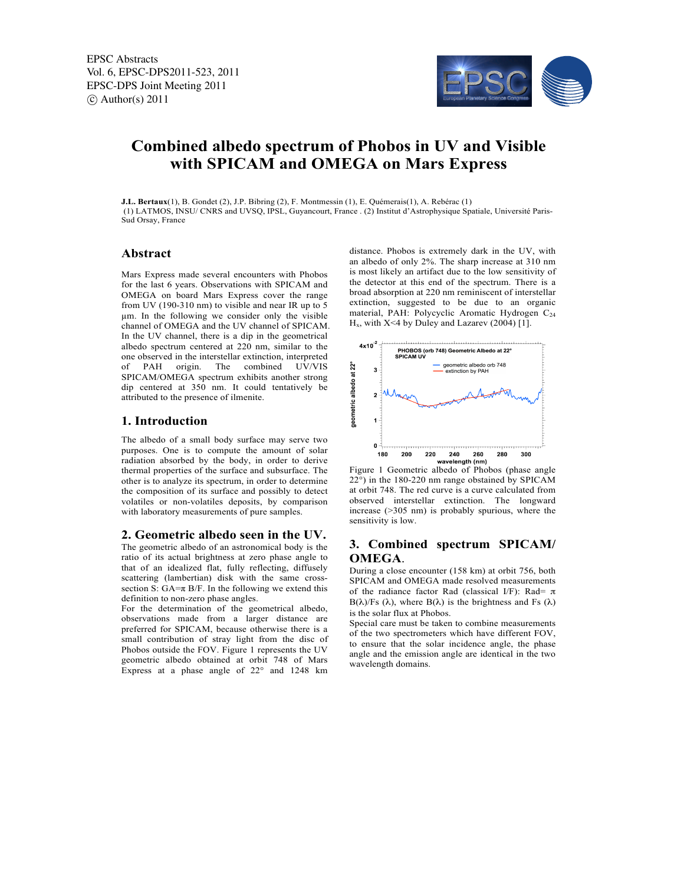EPSC Abstracts
Vol. 6, EPSC-DPS2011-523, 2011
EPSC-DPS Joint Meeting 2011
© Author(s) 2011

# Combined albedo spectrum of Phobos in UV and Visible with SPICAM and OMEGA on Mars Express

**J.L. Bertaux**(1), B. Gondet (2), J.P. Bibring (2), F. Montmessin (1), E. Quémerais(1), A. Rebérac (1)
(1) LATMOS, INSU/ CNRS and UVSQ, IPSL, Guyancourt, France . (2) Institut d'Astrophysique Spatiale, Université Paris-Sud Orsay, France

## Abstract

Mars Express made several encounters with Phobos for the last 6 years. Observations with SPICAM and OMEGA on board Mars Express cover the range from UV (190-310 nm) to visible and near IR up to 5 µm. In the following we consider only the visible channel of OMEGA and the UV channel of SPICAM. In the UV channel, there is a dip in the geometrical albedo spectrum centered at 220 nm, similar to the one observed in the interstellar extinction, interpreted of PAH origin. The combined UV/VIS SPICAM/OMEGA spectrum exhibits another strong dip centered at 350 nm. It could tentatively be attributed to the presence of ilmenite.

## 1. Introduction

The albedo of a small body surface may serve two purposes. One is to compute the amount of solar radiation absorbed by the body, in order to derive thermal properties of the surface and subsurface. The other is to analyze its spectrum, in order to determine the composition of its surface and possibly to detect volatiles or non-volatiles deposits, by comparison with laboratory measurements of pure samples.

## 2. Geometric albedo seen in the UV.

The geometric albedo of an astronomical body is the ratio of its actual brightness at zero phase angle to that of an idealized flat, fully reflecting, diffusely scattering (lambertian) disk with the same cross-section S: GA=$\pi$ B/F. In the following we extend this definition to non-zero phase angles.

For the determination of the geometrical albedo, observations made from a larger distance are preferred for SPICAM, because otherwise there is a small contribution of stray light from the disc of Phobos outside the FOV. Figure 1 represents the UV geometric albedo obtained at orbit 748 of Mars Express at a phase angle of 22° and 1248 km distance. Phobos is extremely dark in the UV, with an albedo of only 2%. The sharp increase at 310 nm is most likely an artifact due to the low sensitivity of the detector at this end of the spectrum. There is a broad absorption at 220 nm reminiscent of interstellar extinction, suggested to be due to an organic material, PAH: Polycyclic Aromatic Hydrogen $C_{24}$ $H_x$, with X<4 by Duley and Lazarev (2004) [1].

Figure 1 Geometric albedo of Phobos (phase angle 22°) in the 180-220 nm range obtained by SPICAM at orbit 748. The red curve is a curve calculated from observed interstellar extinction. The longward increase (>305 nm) is probably spurious, where the sensitivity is low.

## 3. Combined spectrum SPICAM/ OMEGA.

During a close encounter (158 km) at orbit 756, both SPICAM and OMEGA made resolved measurements of the radiance factor Rad (classical I/F): Rad= $\pi$ B($\lambda$)/Fs ($\lambda$), where B($\lambda$) is the brightness and Fs ($\lambda$) is the solar flux at Phobos.

Special care must be taken to combine measurements of the two spectrometers which have different FOV, to ensure that the solar incidence angle, the phase angle and the emission angle are identical in the two wavelength domains.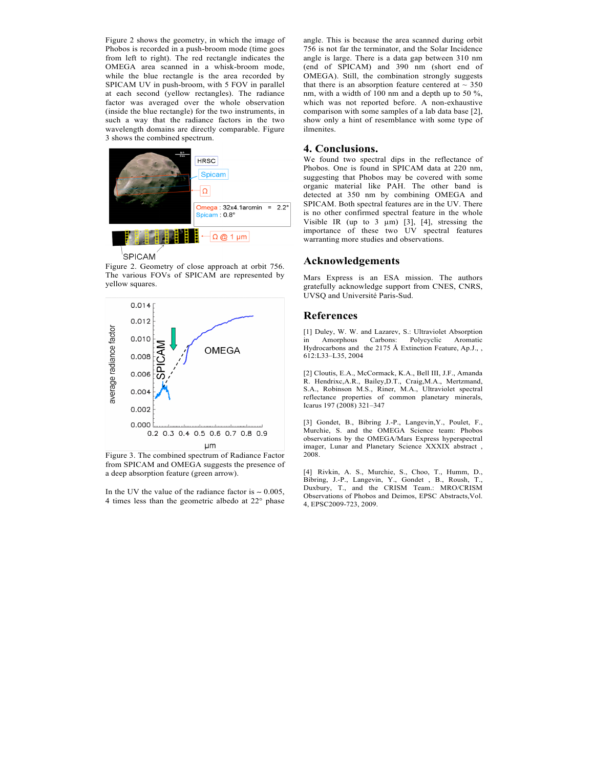Figure 2 shows the geometry, in which the image of Phobos is recorded in a push-broom mode (time goes from left to right). The red rectangle indicates the OMEGA area scanned in a whisk-broom mode, while the blue rectangle is the area recorded by SPICAM UV in push-broom, with 5 FOV in parallel at each second (yellow rectangles). The radiance factor was averaged over the whole observation (inside the blue rectangle) for the two instruments, in such a way that the radiance factors in the two wavelength domains are directly comparable. Figure 3 shows the combined spectrum.

HRSC

Spicam

Ω

Omega : 32x4.1arcmin = 2.2°
Spicam : 0.8°

Ω @ 1 µm

SPICAM

Figure 2. Geometry of close approach at orbit 756. The various FOVs of SPICAM are represented by yellow squares.

average radiance factor

0.014
0.012
0.010
0.008
0.006
0.004
0.002
0.000

SPICAM

OMEGA

0.2 0.3 0.4 0.5 0.6 0.7 0.8 0.9

µm

Figure 3. The combined spectrum of Radiance Factor from SPICAM and OMEGA suggests the presence of a deep absorption feature (green arrow).

In the UV the value of the radiance factor is ~ 0.005, 4 times less than the geometric albedo at 22° phase angle. This is because the area scanned during orbit 756 is not far the terminator, and the Solar Incidence angle is large. There is a data gap between 310 nm (end of SPICAM) and 390 nm (short end of OMEGA). Still, the combination strongly suggests that there is an absorption feature centered at ~ 350 nm, with a width of 100 nm and a depth up to 50 %, which was not reported before. A non-exhaustive comparison with some samples of a lab data base [2], show only a hint of resemblance with some type of ilmenites.

## 4. Conclusions.

We found two spectral dips in the reflectance of Phobos. One is found in SPICAM data at 220 nm, suggesting that Phobos may be covered with some organic material like PAH. The other band is detected at 350 nm by combining OMEGA and SPICAM. Both spectral features are in the UV. There is no other confirmed spectral feature in the whole Visible IR (up to 3 µm) [3], [4], stressing the importance of these two UV spectral features warranting more studies and observations.

## Acknowledgements

Mars Express is an ESA mission. The authors gratefully acknowledge support from CNES, CNRS, UVSQ and Université Paris-Sud.

## References

[1] Duley, W. W. and Lazarev, S.: Ultraviolet Absorption in Amorphous Carbons: Polycyclic Aromatic Hydrocarbons and the 2175 Å Extinction Feature, Ap.J., , 612:L33–L35, 2004

[2] Cloutis, E.A., McCormack, K.A., Bell III, J.F., Amanda R. Hendrixc,A.R., Bailey,D.T., Craig,M.A., Mertzmand, S.A., Robinson M.S., Riner, M.A., Ultraviolet spectral reflectance properties of common planetary minerals, Icarus 197 (2008) 321–347

[3] Gondet, B., Bibring J.-P., Langevin,Y., Poulet, F., Murchie, S. and the OMEGA Science team: Phobos observations by the OMEGA/Mars Express hyperspectral imager, Lunar and Planetary Science XXXIX abstract , 2008.

[4] Rivkin, A. S., Murchie, S., Choo, T., Humm, D., Bibring, J.-P., Langevin, Y., Gondet , B., Roush, T., Duxbury, T., and the CRISM Team.: MRO/CRISM Observations of Phobos and Deimos, EPSC Abstracts,Vol. 4, EPSC2009-723, 2009.